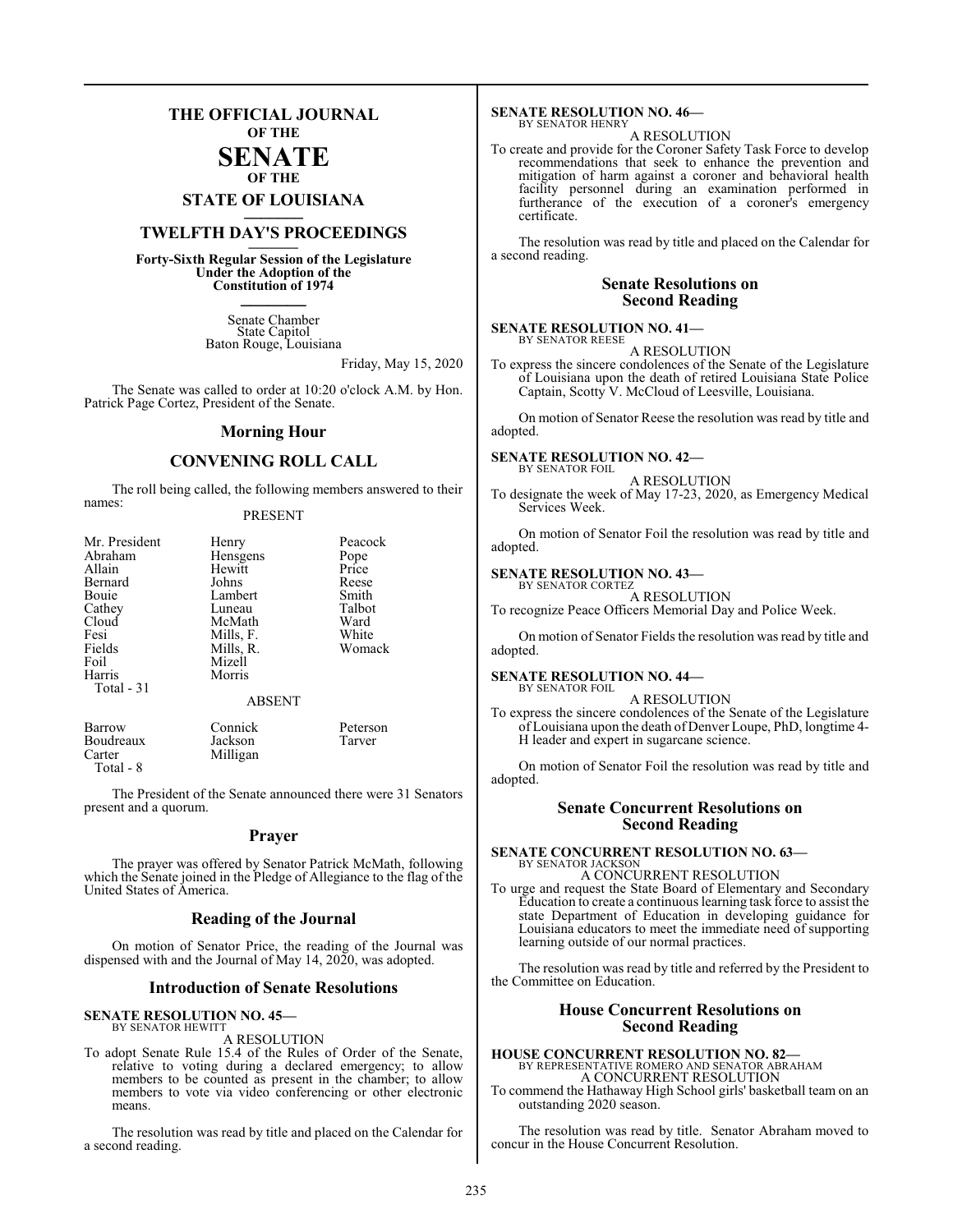# THE OFFICIAL JOURNAL OF THE SENATE OF THE STATE OF LOUISIANA

## TWELFTH DAY'S PROCEEDINGS

**Forty-Sixth Regular Session of the Legislature Under the Adoption of the Constitution of 1974**

Senate Chamber
State Capitol
Baton Rouge, Louisiana

Friday, May 15, 2020

The Senate was called to order at 10:20 o'clock A.M. by Hon. Patrick Page Cortez, President of the Senate.

## Morning Hour

## CONVENING ROLL CALL

The roll being called, the following members answered to their names:

PRESENT

| | | |
|---|---|---|
| Mr. President | Henry | Peacock |
| Abraham | Hensgens | Pope |
| Allain | Hewitt | Price |
| Bernard | Johns | Reese |
| Bouie | Lambert | Smith |
| Cathey | Luneau | Talbot |
| Cloud | McMath | Ward |
| Fesi | Mills, F. | White |
| Fields | Mills, R. | Womack |
| Foil | Mizell | |
| Harris | Morris | |

Total - 31

ABSENT

| | | |
|---|---|---|
| Barrow | Connick | Peterson |
| Boudreaux | Jackson | Tarver |
| Carter | Milligan | |

Total - 8

The President of the Senate announced there were 31 Senators present and a quorum.

## Prayer

The prayer was offered by Senator Patrick McMath, following which the Senate joined in the Pledge of Allegiance to the flag of the United States of America.

## Reading of the Journal

On motion of Senator Price, the reading of the Journal was dispensed with and the Journal of May 14, 2020, was adopted.

## Introduction of Senate Resolutions

**SENATE RESOLUTION NO. 45—**
BY SENATOR HEWITT

A RESOLUTION

To adopt Senate Rule 15.4 of the Rules of Order of the Senate, relative to voting during a declared emergency; to allow members to be counted as present in the chamber; to allow members to vote via video conferencing or other electronic means.

The resolution was read by title and placed on the Calendar for a second reading.

**SENATE RESOLUTION NO. 46—**
BY SENATOR HENRY

A RESOLUTION

To create and provide for the Coroner Safety Task Force to develop recommendations that seek to enhance the prevention and mitigation of harm against a coroner and behavioral health facility personnel during an examination performed in furtherance of the execution of a coroner's emergency certificate.

The resolution was read by title and placed on the Calendar for a second reading.

## Senate Resolutions on Second Reading

**SENATE RESOLUTION NO. 41—**
BY SENATOR REESE

A RESOLUTION

To express the sincere condolences of the Senate of the Legislature of Louisiana upon the death of retired Louisiana State Police Captain, Scotty V. McCloud of Leesville, Louisiana.

On motion of Senator Reese the resolution was read by title and adopted.

**SENATE RESOLUTION NO. 42—**
BY SENATOR FOIL

A RESOLUTION

To designate the week of May 17-23, 2020, as Emergency Medical Services Week.

On motion of Senator Foil the resolution was read by title and adopted.

**SENATE RESOLUTION NO. 43—**
BY SENATOR CORTEZ

A RESOLUTION

To recognize Peace Officers Memorial Day and Police Week.

On motion of Senator Fields the resolution was read by title and adopted.

**SENATE RESOLUTION NO. 44—**
BY SENATOR FOIL

A RESOLUTION

To express the sincere condolences of the Senate of the Legislature of Louisiana upon the death of Denver Loupe, PhD, longtime 4-H leader and expert in sugarcane science.

On motion of Senator Foil the resolution was read by title and adopted.

## Senate Concurrent Resolutions on Second Reading

**SENATE CONCURRENT RESOLUTION NO. 63—**
BY SENATOR JACKSON

A CONCURRENT RESOLUTION

To urge and request the State Board of Elementary and Secondary Education to create a continuous learning task force to assist the state Department of Education in developing guidance for Louisiana educators to meet the immediate need of supporting learning outside of our normal practices.

The resolution was read by title and referred by the President to the Committee on Education.

## House Concurrent Resolutions on Second Reading

**HOUSE CONCURRENT RESOLUTION NO. 82—**
BY REPRESENTATIVE ROMERO AND SENATOR ABRAHAM

A CONCURRENT RESOLUTION

To commend the Hathaway High School girls' basketball team on an outstanding 2020 season.

The resolution was read by title. Senator Abraham moved to concur in the House Concurrent Resolution.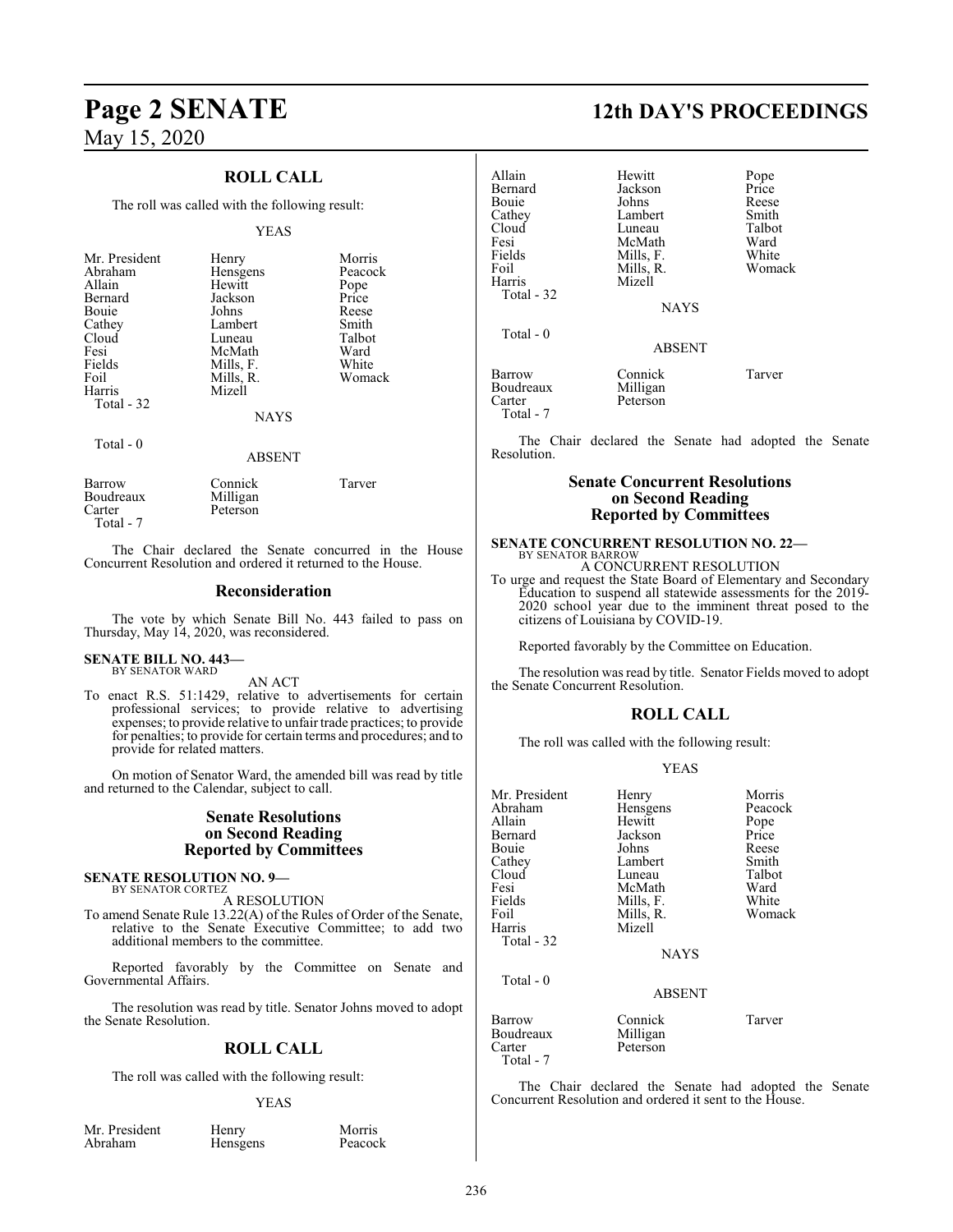## ROLL CALL

The roll was called with the following result:

YEAS

| | | |
|---|---|---|
| Mr. President | Henry | Morris |
| Abraham | Hensgens | Peacock |
| Allain | Hewitt | Pope |
| Bernard | Jackson | Price |
| Bouie | Johns | Reese |
| Cathey | Lambert | Smith |
| Cloud | Luneau | Talbot |
| Fesi | McMath | Ward |
| Fields | Mills, F. | White |
| Foil | Mills, R. | Womack |
| Harris | Mizell | |
| Total - 32 | | |

NAYS

Total - 0

ABSENT

| | | |
|---|---|---|
| Barrow | Connick | Tarver |
| Boudreaux | Milligan | |
| Carter | Peterson | |
| Total - 7 | | |

The Chair declared the Senate concurred in the House Concurrent Resolution and ordered it returned to the House.

## Reconsideration

The vote by which Senate Bill No. 443 failed to pass on Thursday, May 14, 2020, was reconsidered.

**SENATE BILL NO. 443—**
BY SENATOR WARD

AN ACT

To enact R.S. 51:1429, relative to advertisements for certain professional services; to provide relative to advertising expenses; to provide relative to unfair trade practices; to provide for penalties; to provide for certain terms and procedures; and to provide for related matters.

On motion of Senator Ward, the amended bill was read by title and returned to the Calendar, subject to call.

## Senate Resolutions on Second Reading Reported by Committees

**SENATE RESOLUTION NO. 9—**
BY SENATOR CORTEZ

A RESOLUTION

To amend Senate Rule 13.22(A) of the Rules of Order of the Senate, relative to the Senate Executive Committee; to add two additional members to the committee.

Reported favorably by the Committee on Senate and Governmental Affairs.

The resolution was read by title. Senator Johns moved to adopt the Senate Resolution.

## ROLL CALL

The roll was called with the following result:

YEAS

| | | |
|---|---|---|
| Mr. President | Henry | Morris |
| Abraham | Hensgens | Peacock |
| Allain | Hewitt | Pope |
| Bernard | Jackson | Price |
| Bouie | Johns | Reese |
| Cathey | Lambert | Smith |
| Cloud | Luneau | Talbot |
| Fesi | McMath | Ward |
| Fields | Mills, F. | White |
| Foil | Mills, R. | Womack |
| Harris | Mizell | |
| Total - 32 | | |

NAYS

Total - 0

ABSENT

| | | |
|---|---|---|
| Barrow | Connick | Tarver |
| Boudreaux | Milligan | |
| Carter | Peterson | |
| Total - 7 | | |

The Chair declared the Senate had adopted the Senate Resolution.

## Senate Concurrent Resolutions on Second Reading Reported by Committees

**SENATE CONCURRENT RESOLUTION NO. 22—**
BY SENATOR BARROW

A CONCURRENT RESOLUTION

To urge and request the State Board of Elementary and Secondary Education to suspend all statewide assessments for the 2019-2020 school year due to the imminent threat posed to the citizens of Louisiana by COVID-19.

Reported favorably by the Committee on Education.

The resolution was read by title. Senator Fields moved to adopt the Senate Concurrent Resolution.

## ROLL CALL

The roll was called with the following result:

YEAS

| | | |
|---|---|---|
| Mr. President | Henry | Morris |
| Abraham | Hensgens | Peacock |
| Allain | Hewitt | Pope |
| Bernard | Jackson | Price |
| Bouie | Johns | Reese |
| Cathey | Lambert | Smith |
| Cloud | Luneau | Talbot |
| Fesi | McMath | Ward |
| Fields | Mills, F. | White |
| Foil | Mills, R. | Womack |
| Harris | Mizell | |
| Total - 32 | | |

NAYS

Total - 0

ABSENT

| | | |
|---|---|---|
| Barrow | Connick | Tarver |
| Boudreaux | Milligan | |
| Carter | Peterson | |
| Total - 7 | | |

The Chair declared the Senate had adopted the Senate Concurrent Resolution and ordered it sent to the House.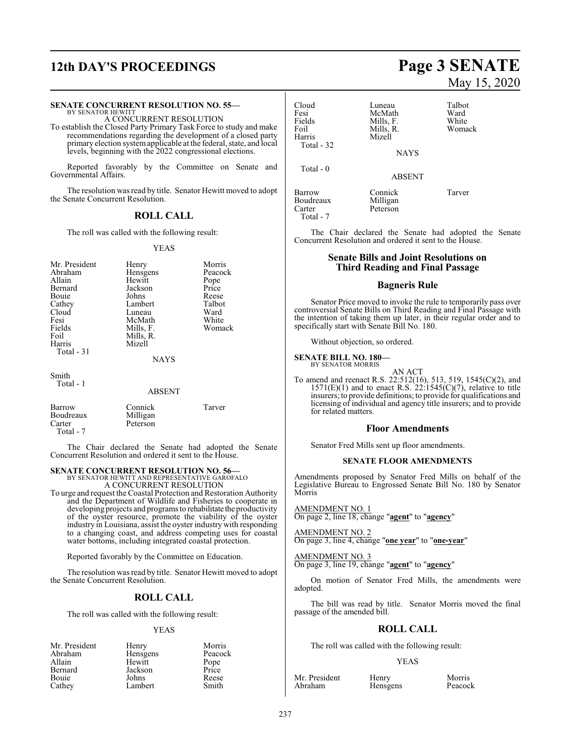**SENATE CONCURRENT RESOLUTION NO. 55—**
BY SENATOR HEWITT

A CONCURRENT RESOLUTION

To establish the Closed Party Primary Task Force to study and make recommendations regarding the development of a closed party primary election system applicable at the federal, state, and local levels, beginning with the 2022 congressional elections.

Reported favorably by the Committee on Senate and Governmental Affairs.

The resolution was read by title. Senator Hewitt moved to adopt the Senate Concurrent Resolution.

## ROLL CALL

The roll was called with the following result:

YEAS

| | | |
|---|---|---|
| Mr. President | Henry | Morris |
| Abraham | Hensgens | Peacock |
| Allain | Hewitt | Pope |
| Bernard | Jackson | Price |
| Bouie | Johns | Reese |
| Cathey | Lambert | Talbot |
| Cloud | Luneau | Ward |
| Fesi | McMath | White |
| Fields | Mills, F. | Womack |
| Foil | Mills, R. | |
| Harris | Mizell | |

Total - 31

NAYS

Smith

Total - 1

ABSENT

| | | |
|---|---|---|
| Barrow | Connick | Tarver |
| Boudreaux | Milligan | |
| Carter | Peterson | |

Total - 7

The Chair declared the Senate had adopted the Senate Concurrent Resolution and ordered it sent to the House.

**SENATE CONCURRENT RESOLUTION NO. 56—**
BY SENATOR HEWITT AND REPRESENTATIVE GAROFALO

A CONCURRENT RESOLUTION

To urge and request the Coastal Protection and Restoration Authority and the Department of Wildlife and Fisheries to cooperate in developing projects and programs to rehabilitate the productivity of the oyster resource, promote the viability of the oyster industry in Louisiana, assist the oyster industry with responding to a changing coast, and address competing uses for coastal water bottoms, including integrated coastal protection.

Reported favorably by the Committee on Education.

The resolution was read by title. Senator Hewitt moved to adopt the Senate Concurrent Resolution.

## ROLL CALL

The roll was called with the following result:

YEAS

| | | |
|---|---|---|
| Mr. President | Henry | Morris |
| Abraham | Hensgens | Peacock |
| Allain | Hewitt | Pope |
| Bernard | Jackson | Price |
| Bouie | Johns | Reese |
| Cathey | Lambert | Smith |
| Cloud | Luneau | Talbot |
| Fesi | McMath | Ward |
| Fields | Mills, F. | White |
| Foil | Mills, R. | Womack |
| Harris | Mizell | |

Total - 32

NAYS

Total - 0

ABSENT

| | | |
|---|---|---|
| Barrow | Connick | Tarver |
| Boudreaux | Milligan | |
| Carter | Peterson | |

Total - 7

The Chair declared the Senate had adopted the Senate Concurrent Resolution and ordered it sent to the House.

## Senate Bills and Joint Resolutions on Third Reading and Final Passage

## Bagneris Rule

Senator Price moved to invoke the rule to temporarily pass over controversial Senate Bills on Third Reading and Final Passage with the intention of taking them up later, in their regular order and to specifically start with Senate Bill No. 180.

Without objection, so ordered.

**SENATE BILL NO. 180—**
BY SENATOR MORRIS

AN ACT

To amend and reenact R.S. 22:512(16), 513, 519, 1545(C)(2), and 1571(E)(1) and to enact R.S. 22:1545(C)(7), relative to title insurers; to provide definitions; to provide for qualifications and licensing of individual and agency title insurers; and to provide for related matters.

## Floor Amendments

Senator Fred Mills sent up floor amendments.

### SENATE FLOOR AMENDMENTS

Amendments proposed by Senator Fred Mills on behalf of the Legislative Bureau to Engrossed Senate Bill No. 180 by Senator Morris

AMENDMENT NO. 1
On page 2, line 18, change "**agent**" to "**agency**"

AMENDMENT NO. 2
On page 3, line 4, change "**one year**" to "**one-year**"

AMENDMENT NO. 3
On page 3, line 19, change "**agent**" to "**agency**"

On motion of Senator Fred Mills, the amendments were adopted.

The bill was read by title. Senator Morris moved the final passage of the amended bill.

## ROLL CALL

The roll was called with the following result:

YEAS

| | | |
|---|---|---|
| Mr. President | Henry | Morris |
| Abraham | Hensgens | Peacock |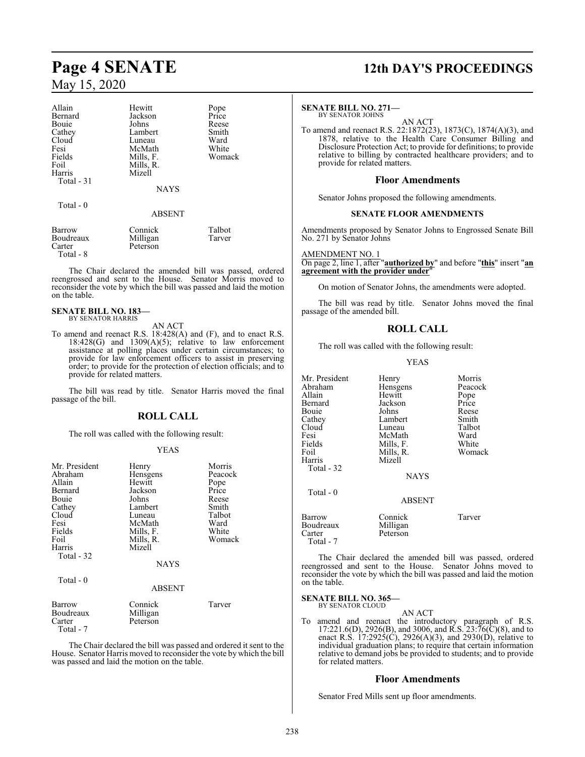| | | |
|---|---|---|
| Allain | Hewitt | Pope |
| Bernard | Jackson | Price |
| Bouie | Johns | Reese |
| Cathey | Lambert | Smith |
| Cloud | Luneau | Ward |
| Fesi | McMath | White |
| Fields | Mills, F. | Womack |
| Foil | Mills, R. | |
| Harris | Mizell | |
| Total - 31 | | |

NAYS

Total - 0

ABSENT

| | | |
|---|---|---|
| Barrow | Connick | Talbot |
| Boudreaux | Milligan | Tarver |
| Carter | Peterson | |
| Total - 8 | | |

The Chair declared the amended bill was passed, ordered reengrossed and sent to the House. Senator Morris moved to reconsider the vote by which the bill was passed and laid the motion on the table.

**SENATE BILL NO. 183—**
BY SENATOR HARRIS

AN ACT

To amend and reenact R.S. 18:428(A) and (F), and to enact R.S. 18:428(G) and 1309(A)(5); relative to law enforcement assistance at polling places under certain circumstances; to provide for law enforcement officers to assist in preserving order; to provide for the protection of election officials; and to provide for related matters.

The bill was read by title. Senator Harris moved the final passage of the bill.

## ROLL CALL

The roll was called with the following result:

YEAS

| | | |
|---|---|---|
| Mr. President | Henry | Morris |
| Abraham | Hensgens | Peacock |
| Allain | Hewitt | Pope |
| Bernard | Jackson | Price |
| Bouie | Johns | Reese |
| Cathey | Lambert | Smith |
| Cloud | Luneau | Talbot |
| Fesi | McMath | Ward |
| Fields | Mills, F. | White |
| Foil | Mills, R. | Womack |
| Harris | Mizell | |
| Total - 32 | | |

NAYS

Total - 0

ABSENT

| | | |
|---|---|---|
| Barrow | Connick | Tarver |
| Boudreaux | Milligan | |
| Carter | Peterson | |
| Total - 7 | | |

The Chair declared the bill was passed and ordered it sent to the House. Senator Harris moved to reconsider the vote by which the bill was passed and laid the motion on the table.

**SENATE BILL NO. 271—**
BY SENATOR JOHNS

AN ACT

To amend and reenact R.S. 22:1872(23), 1873(C), 1874(A)(3), and 1878, relative to the Health Care Consumer Billing and Disclosure Protection Act; to provide for definitions; to provide relative to billing by contracted healthcare providers; and to provide for related matters.

### Floor Amendments

Senator Johns proposed the following amendments.

**SENATE FLOOR AMENDMENTS**

Amendments proposed by Senator Johns to Engrossed Senate Bill No. 271 by Senator Johns

AMENDMENT NO. 1
On page 2, line 1, after "**authorized by**" and before "**this**" insert "**an agreement with the provider under**"

On motion of Senator Johns, the amendments were adopted.

The bill was read by title. Senator Johns moved the final passage of the amended bill.

## ROLL CALL

The roll was called with the following result:

YEAS

| | | |
|---|---|---|
| Mr. President | Henry | Morris |
| Abraham | Hensgens | Peacock |
| Allain | Hewitt | Pope |
| Bernard | Jackson | Price |
| Bouie | Johns | Reese |
| Cathey | Lambert | Smith |
| Cloud | Luneau | Talbot |
| Fesi | McMath | Ward |
| Fields | Mills, F. | White |
| Foil | Mills, R. | Womack |
| Harris | Mizell | |
| Total - 32 | | |

NAYS

Total - 0

ABSENT

| | | |
|---|---|---|
| Barrow | Connick | Tarver |
| Boudreaux | Milligan | |
| Carter | Peterson | |
| Total - 7 | | |

The Chair declared the amended bill was passed, ordered reengrossed and sent to the House. Senator Johns moved to reconsider the vote by which the bill was passed and laid the motion on the table.

**SENATE BILL NO. 365—**
BY SENATOR CLOUD

AN ACT

To amend and reenact the introductory paragraph of R.S. 17:221.6(D), 2926(B), and 3006, and R.S. 23:76(C)(8), and to enact R.S. 17:2925(C), 2926(A)(3), and 2930(D), relative to individual graduation plans; to require that certain information relative to demand jobs be provided to students; and to provide for related matters.

### Floor Amendments

Senator Fred Mills sent up floor amendments.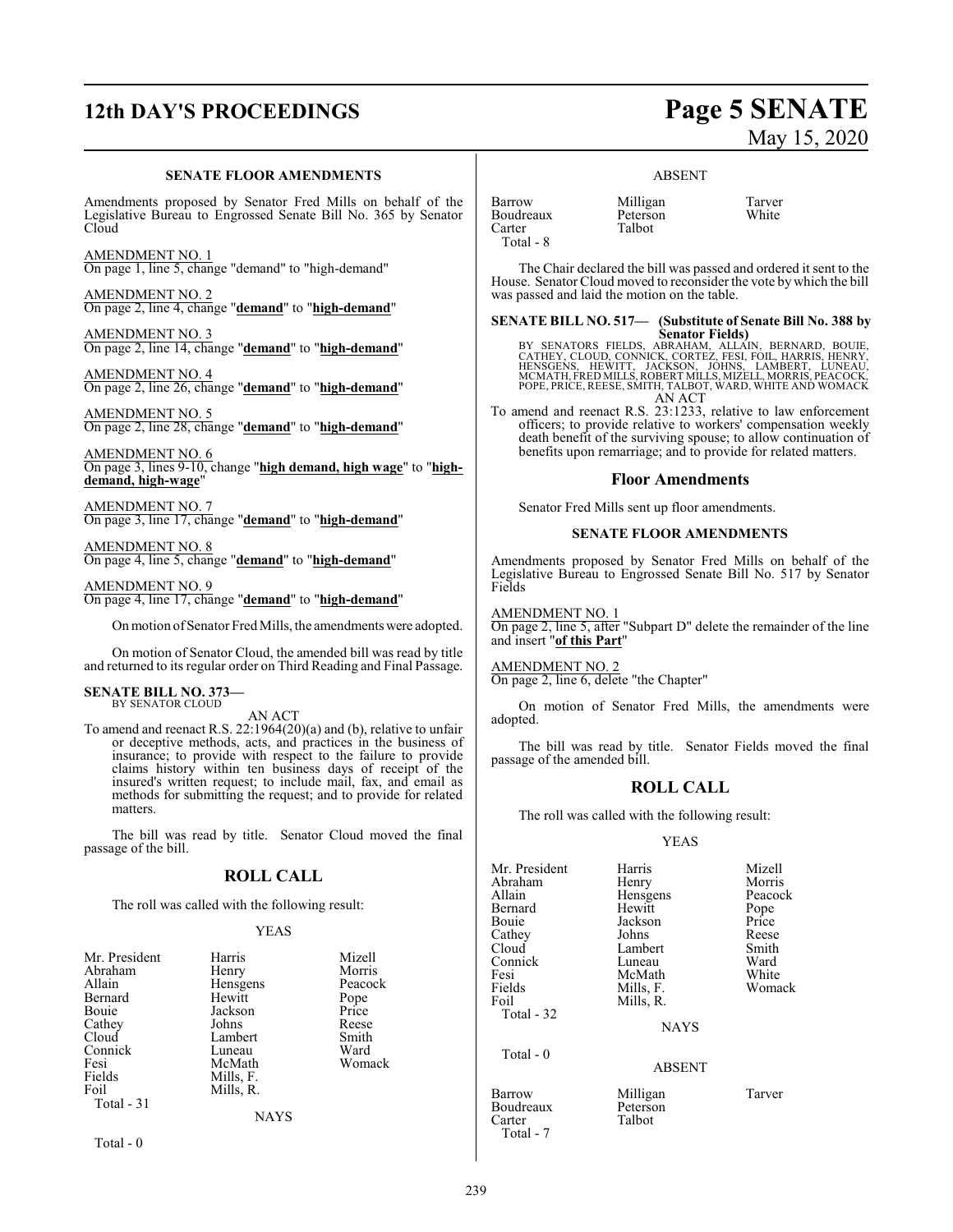### SENATE FLOOR AMENDMENTS

Amendments proposed by Senator Fred Mills on behalf of the Legislative Bureau to Engrossed Senate Bill No. 365 by Senator Cloud

AMENDMENT NO. 1
On page 1, line 5, change "demand" to "high-demand"

AMENDMENT NO. 2
On page 2, line 4, change "**demand**" to "**high-demand**"

AMENDMENT NO. 3
On page 2, line 14, change "**demand**" to "**high-demand**"

AMENDMENT NO. 4
On page 2, line 26, change "**demand**" to "**high-demand**"

AMENDMENT NO. 5
On page 2, line 28, change "**demand**" to "**high-demand**"

AMENDMENT NO. 6
On page 3, lines 9-10, change "**high demand, high wage**" to "**high-demand, high-wage**"

AMENDMENT NO. 7
On page 3, line 17, change "**demand**" to "**high-demand**"

AMENDMENT NO. 8
On page 4, line 5, change "**demand**" to "**high-demand**"

AMENDMENT NO. 9
On page 4, line 17, change "**demand**" to "**high-demand**"

On motion of Senator Fred Mills, the amendments were adopted.

On motion of Senator Cloud, the amended bill was read by title and returned to its regular order on Third Reading and Final Passage.

**SENATE BILL NO. 373—**
BY SENATOR CLOUD

AN ACT

To amend and reenact R.S. 22:1964(20)(a) and (b), relative to unfair or deceptive methods, acts, and practices in the business of insurance; to provide with respect to the failure to provide claims history within ten business days of receipt of the insured's written request; to include mail, fax, and email as methods for submitting the request; and to provide for related matters.

The bill was read by title. Senator Cloud moved the final passage of the bill.

## ROLL CALL

The roll was called with the following result:

YEAS

| | | |
|---|---|---|
| Mr. President | Harris | Mizell |
| Abraham | Henry | Morris |
| Allain | Hensgens | Peacock |
| Bernard | Hewitt | Pope |
| Bouie | Jackson | Price |
| Cathey | Johns | Reese |
| Cloud | Lambert | Smith |
| Connick | Luneau | Ward |
| Fesi | McMath | Womack |
| Fields | Mills, F. | |
| Foil | Mills, R. | |
| Total - 31 | | |

NAYS

Total - 0

ABSENT

| | | |
|---|---|---|
| Barrow | Milligan | Tarver |
| Boudreaux | Peterson | White |
| Carter | Talbot | |
| Total - 8 | | |

The Chair declared the bill was passed and ordered it sent to the House. Senator Cloud moved to reconsider the vote by which the bill was passed and laid the motion on the table.

**SENATE BILL NO. 517— (Substitute of Senate Bill No. 388 by Senator Fields)**
BY SENATORS FIELDS, ABRAHAM, ALLAIN, BERNARD, BOUIE, CATHEY, CLOUD, CONNICK, CORTEZ, FESI, FOIL, HARRIS, HENRY, HENSGENS, HEWITT, JACKSON, JOHNS, LAMBERT, LUNEAU, MCMATH, FRED MILLS, ROBERT MILLS, MIZELL, MORRIS, PEACOCK, POPE, PRICE, REESE, SMITH, TALBOT, WARD, WHITE AND WOMACK

AN ACT

To amend and reenact R.S. 23:1233, relative to law enforcement officers; to provide relative to workers' compensation weekly death benefit of the surviving spouse; to allow continuation of benefits upon remarriage; and to provide for related matters.

## Floor Amendments

Senator Fred Mills sent up floor amendments.

### SENATE FLOOR AMENDMENTS

Amendments proposed by Senator Fred Mills on behalf of the Legislative Bureau to Engrossed Senate Bill No. 517 by Senator Fields

AMENDMENT NO. 1
On page 2, line 5, after "Subpart D" delete the remainder of the line and insert "**of this Part**"

AMENDMENT NO. 2
On page 2, line 6, delete "the Chapter"

On motion of Senator Fred Mills, the amendments were adopted.

The bill was read by title. Senator Fields moved the final passage of the amended bill.

## ROLL CALL

The roll was called with the following result:

YEAS

| | | |
|---|---|---|
| Mr. President | Harris | Mizell |
| Abraham | Henry | Morris |
| Allain | Hensgens | Peacock |
| Bernard | Hewitt | Pope |
| Bouie | Jackson | Price |
| Cathey | Johns | Reese |
| Cloud | Lambert | Smith |
| Connick | Luneau | Ward |
| Fesi | McMath | White |
| Fields | Mills, F. | Womack |
| Foil | Mills, R. | |
| Total - 32 | | |

NAYS

Total - 0

ABSENT

| | | |
|---|---|---|
| Barrow | Milligan | Tarver |
| Boudreaux | Peterson | |
| Carter | Talbot | |
| Total - 7 | | |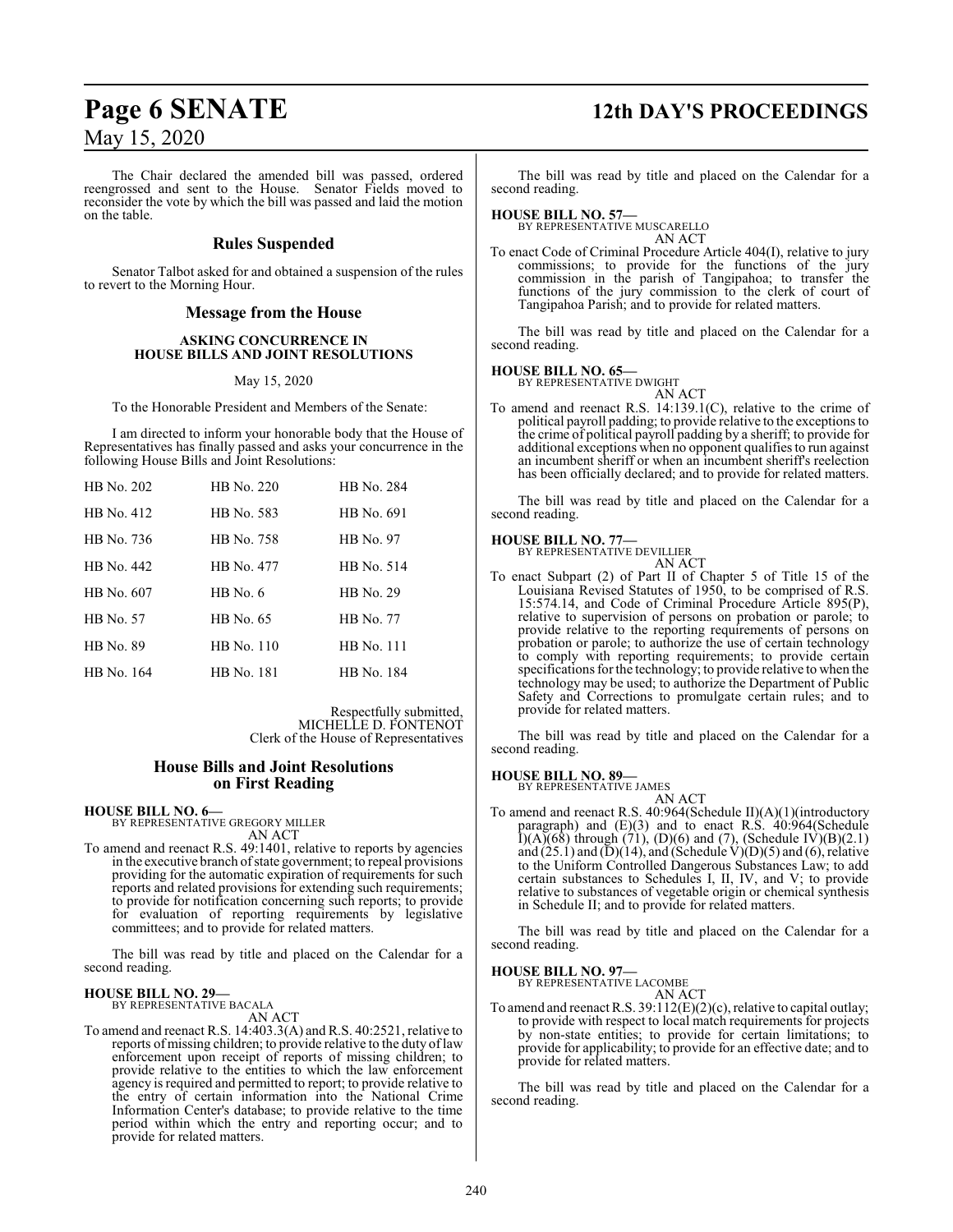The Chair declared the amended bill was passed, ordered reengrossed and sent to the House. Senator Fields moved to reconsider the vote by which the bill was passed and laid the motion on the table.

## Rules Suspended

Senator Talbot asked for and obtained a suspension of the rules to revert to the Morning Hour.

## Message from the House

### ASKING CONCURRENCE IN HOUSE BILLS AND JOINT RESOLUTIONS

May 15, 2020

To the Honorable President and Members of the Senate:

I am directed to inform your honorable body that the House of Representatives has finally passed and asks your concurrence in the following House Bills and Joint Resolutions:

| | | |
|---|---|---|
| HB No. 202 | HB No. 220 | HB No. 284 |
| HB No. 412 | HB No. 583 | HB No. 691 |
| HB No. 736 | HB No. 758 | HB No. 97 |
| HB No. 442 | HB No. 477 | HB No. 514 |
| HB No. 607 | HB No. 6 | HB No. 29 |
| HB No. 57 | HB No. 65 | HB No. 77 |
| HB No. 89 | HB No. 110 | HB No. 111 |
| HB No. 164 | HB No. 181 | HB No. 184 |

Respectfully submitted,
MICHELLE D. FONTENOT
Clerk of the House of Representatives

## House Bills and Joint Resolutions on First Reading

**HOUSE BILL NO. 6—**
BY REPRESENTATIVE GREGORY MILLER
AN ACT

To amend and reenact R.S. 49:1401, relative to reports by agencies in the executive branch of state government; to repeal provisions providing for the automatic expiration of requirements for such reports and related provisions for extending such requirements; to provide for notification concerning such reports; to provide for evaluation of reporting requirements by legislative committees; and to provide for related matters.

The bill was read by title and placed on the Calendar for a second reading.

**HOUSE BILL NO. 29—**
BY REPRESENTATIVE BACALA
AN ACT

To amend and reenact R.S. 14:403.3(A) and R.S. 40:2521, relative to reports of missing children; to provide relative to the duty of law enforcement upon receipt of reports of missing children; to provide relative to the entities to which the law enforcement agency is required and permitted to report; to provide relative to the entry of certain information into the National Crime Information Center's database; to provide relative to the time period within which the entry and reporting occur; and to provide for related matters.

The bill was read by title and placed on the Calendar for a second reading.

**HOUSE BILL NO. 57—**
BY REPRESENTATIVE MUSCARELLO
AN ACT

To enact Code of Criminal Procedure Article 404(I), relative to jury commissions; to provide for the functions of the jury commission in the parish of Tangipahoa; to transfer the functions of the jury commission to the clerk of court of Tangipahoa Parish; and to provide for related matters.

The bill was read by title and placed on the Calendar for a second reading.

**HOUSE BILL NO. 65—**
BY REPRESENTATIVE DWIGHT
AN ACT

To amend and reenact R.S. 14:139.1(C), relative to the crime of political payroll padding; to provide relative to the exceptions to the crime of political payroll padding by a sheriff; to provide for additional exceptions when no opponent qualifies to run against an incumbent sheriff or when an incumbent sheriff's reelection has been officially declared; and to provide for related matters.

The bill was read by title and placed on the Calendar for a second reading.

**HOUSE BILL NO. 77—**
BY REPRESENTATIVE DEVILLIER
AN ACT

To enact Subpart (2) of Part II of Chapter 5 of Title 15 of the Louisiana Revised Statutes of 1950, to be comprised of R.S. 15:574.14, and Code of Criminal Procedure Article 895(P), relative to supervision of persons on probation or parole; to provide relative to the reporting requirements of persons on probation or parole; to authorize the use of certain technology to comply with reporting requirements; to provide certain specifications for the technology; to provide relative to when the technology may be used; to authorize the Department of Public Safety and Corrections to promulgate certain rules; and to provide for related matters.

The bill was read by title and placed on the Calendar for a second reading.

**HOUSE BILL NO. 89—**
BY REPRESENTATIVE JAMES
AN ACT

To amend and reenact R.S. 40:964(Schedule II)(A)(1)(introductory paragraph) and (E)(3) and to enact R.S. 40:964(Schedule I)(A)(68) through (71), (D)(6) and (7), (Schedule IV)(B)(2.1) and (25.1) and (D)(14), and (Schedule V)(D)(5) and (6), relative to the Uniform Controlled Dangerous Substances Law; to add certain substances to Schedules I, II, IV, and V; to provide relative to substances of vegetable origin or chemical synthesis in Schedule II; and to provide for related matters.

The bill was read by title and placed on the Calendar for a second reading.

**HOUSE BILL NO. 97—**
BY REPRESENTATIVE LACOMBE
AN ACT

To amend and reenact R.S. 39:112(E)(2)(c), relative to capital outlay; to provide with respect to local match requirements for projects by non-state entities; to provide for certain limitations; to provide for applicability; to provide for an effective date; and to provide for related matters.

The bill was read by title and placed on the Calendar for a second reading.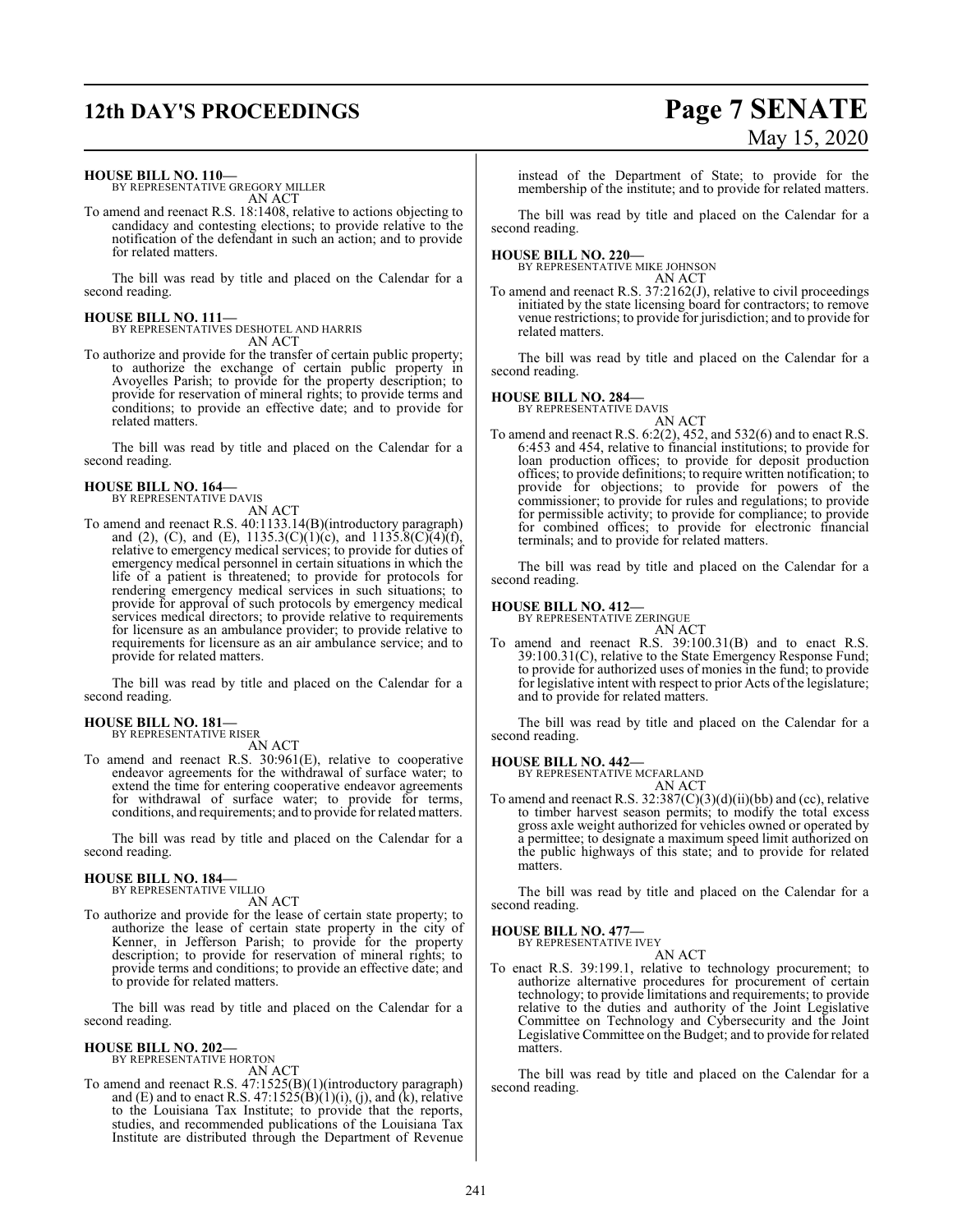**HOUSE BILL NO. 110—**
BY REPRESENTATIVE GREGORY MILLER
AN ACT

To amend and reenact R.S. 18:1408, relative to actions objecting to candidacy and contesting elections; to provide relative to the notification of the defendant in such an action; and to provide for related matters.

The bill was read by title and placed on the Calendar for a second reading.

**HOUSE BILL NO. 111—**
BY REPRESENTATIVES DESHOTEL AND HARRIS
AN ACT

To authorize and provide for the transfer of certain public property; to authorize the exchange of certain public property in Avoyelles Parish; to provide for the property description; to provide for reservation of mineral rights; to provide terms and conditions; to provide an effective date; and to provide for related matters.

The bill was read by title and placed on the Calendar for a second reading.

**HOUSE BILL NO. 164—**
BY REPRESENTATIVE DAVIS
AN ACT

To amend and reenact R.S. 40:1133.14(B)(introductory paragraph) and (2), (C), and (E), 1135.3(C)(1)(c), and 1135.8(C)(4)(f), relative to emergency medical services; to provide for duties of emergency medical personnel in certain situations in which the life of a patient is threatened; to provide for protocols for rendering emergency medical services in such situations; to provide for approval of such protocols by emergency medical services medical directors; to provide relative to requirements for licensure as an ambulance provider; to provide relative to requirements for licensure as an air ambulance service; and to provide for related matters.

The bill was read by title and placed on the Calendar for a second reading.

**HOUSE BILL NO. 181—**
BY REPRESENTATIVE RISER
AN ACT

To amend and reenact R.S. 30:961(E), relative to cooperative endeavor agreements for the withdrawal of surface water; to extend the time for entering cooperative endeavor agreements for withdrawal of surface water; to provide for terms, conditions, and requirements; and to provide for related matters.

The bill was read by title and placed on the Calendar for a second reading.

**HOUSE BILL NO. 184—**
BY REPRESENTATIVE VILLIO
AN ACT

To authorize and provide for the lease of certain state property; to authorize the lease of certain state property in the city of Kenner, in Jefferson Parish; to provide for the property description; to provide for reservation of mineral rights; to provide terms and conditions; to provide an effective date; and to provide for related matters.

The bill was read by title and placed on the Calendar for a second reading.

**HOUSE BILL NO. 202—**
BY REPRESENTATIVE HORTON
AN ACT

To amend and reenact R.S. 47:1525(B)(1)(introductory paragraph) and (E) and to enact R.S. 47:1525(B)(1)(i), (j), and (k), relative to the Louisiana Tax Institute; to provide that the reports, studies, and recommended publications of the Louisiana Tax Institute are distributed through the Department of Revenue instead of the Department of State; to provide for the membership of the institute; and to provide for related matters.

The bill was read by title and placed on the Calendar for a second reading.

**HOUSE BILL NO. 220—**
BY REPRESENTATIVE MIKE JOHNSON
AN ACT

To amend and reenact R.S. 37:2162(J), relative to civil proceedings initiated by the state licensing board for contractors; to remove venue restrictions; to provide for jurisdiction; and to provide for related matters.

The bill was read by title and placed on the Calendar for a second reading.

**HOUSE BILL NO. 284—**
BY REPRESENTATIVE DAVIS
AN ACT

To amend and reenact R.S. 6:2(2), 452, and 532(6) and to enact R.S. 6:453 and 454, relative to financial institutions; to provide for loan production offices; to provide for deposit production offices; to provide definitions; to require written notification; to provide for objections; to provide for powers of the commissioner; to provide for rules and regulations; to provide for permissible activity; to provide for compliance; to provide for combined offices; to provide for electronic financial terminals; and to provide for related matters.

The bill was read by title and placed on the Calendar for a second reading.

**HOUSE BILL NO. 412—**
BY REPRESENTATIVE ZERINGUE
AN ACT

To amend and reenact R.S. 39:100.31(B) and to enact R.S. 39:100.31(C), relative to the State Emergency Response Fund; to provide for authorized uses of monies in the fund; to provide for legislative intent with respect to prior Acts of the legislature; and to provide for related matters.

The bill was read by title and placed on the Calendar for a second reading.

**HOUSE BILL NO. 442—**
BY REPRESENTATIVE MCFARLAND
AN ACT

To amend and reenact R.S. 32:387(C)(3)(d)(ii)(bb) and (cc), relative to timber harvest season permits; to modify the total excess gross axle weight authorized for vehicles owned or operated by a permittee; to designate a maximum speed limit authorized on the public highways of this state; and to provide for related matters.

The bill was read by title and placed on the Calendar for a second reading.

**HOUSE BILL NO. 477—**
BY REPRESENTATIVE IVEY
AN ACT

To enact R.S. 39:199.1, relative to technology procurement; to authorize alternative procedures for procurement of certain technology; to provide limitations and requirements; to provide relative to the duties and authority of the Joint Legislative Committee on Technology and Cybersecurity and the Joint Legislative Committee on the Budget; and to provide for related matters.

The bill was read by title and placed on the Calendar for a second reading.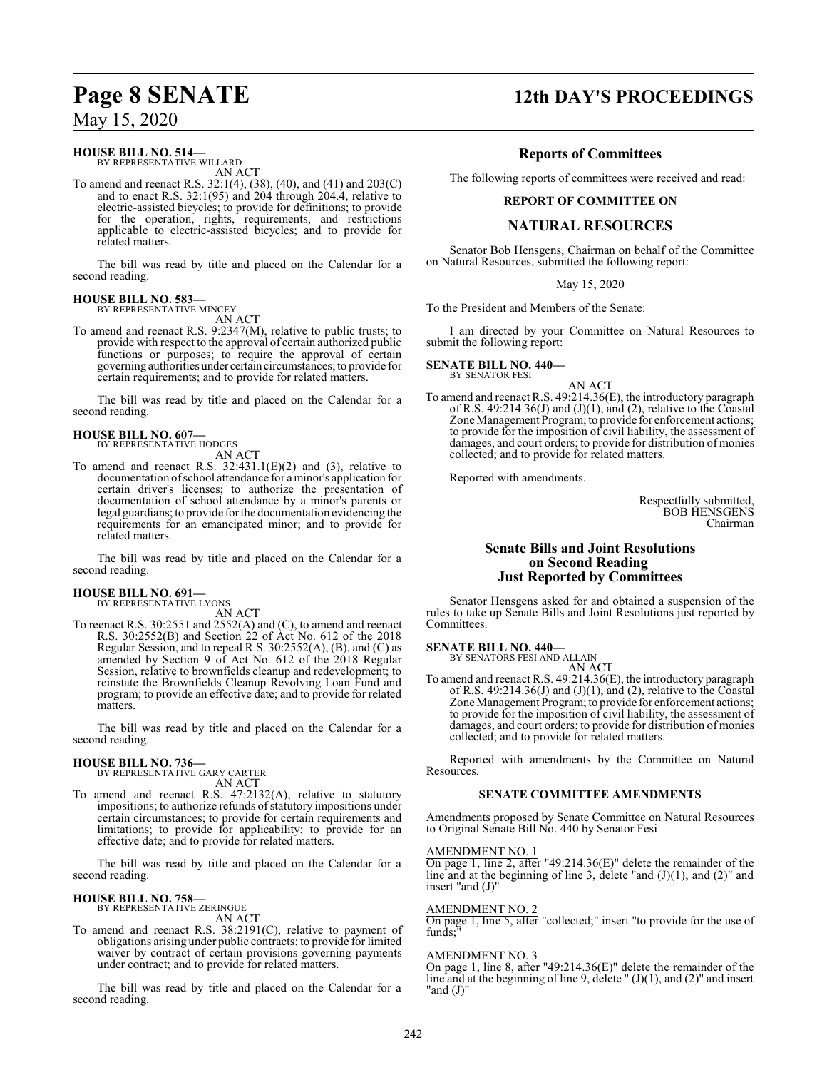**HOUSE BILL NO. 514—**
BY REPRESENTATIVE WILLARD

AN ACT

To amend and reenact R.S. 32:1(4), (38), (40), and (41) and 203(C) and to enact R.S. 32:1(95) and 204 through 204.4, relative to electric-assisted bicycles; to provide for definitions; to provide for the operation, rights, requirements, and restrictions applicable to electric-assisted bicycles; and to provide for related matters.

The bill was read by title and placed on the Calendar for a second reading.

**HOUSE BILL NO. 583—**
BY REPRESENTATIVE MINCEY

AN ACT

To amend and reenact R.S. 9:2347(M), relative to public trusts; to provide with respect to the approval of certain authorized public functions or purposes; to require the approval of certain governing authorities under certain circumstances; to provide for certain requirements; and to provide for related matters.

The bill was read by title and placed on the Calendar for a second reading.

**HOUSE BILL NO. 607—**
BY REPRESENTATIVE HODGES

AN ACT

To amend and reenact R.S. 32:431.1(E)(2) and (3), relative to documentation of school attendance for a minor's application for certain driver's licenses; to authorize the presentation of documentation of school attendance by a minor's parents or legal guardians; to provide for the documentation evidencing the requirements for an emancipated minor; and to provide for related matters.

The bill was read by title and placed on the Calendar for a second reading.

**HOUSE BILL NO. 691—**
BY REPRESENTATIVE LYONS

AN ACT

To reenact R.S. 30:2551 and 2552(A) and (C), to amend and reenact R.S. 30:2552(B) and Section 22 of Act No. 612 of the 2018 Regular Session, and to repeal R.S. 30:2552(A), (B), and (C) as amended by Section 9 of Act No. 612 of the 2018 Regular Session, relative to brownfields cleanup and redevelopment; to reinstate the Brownfields Cleanup Revolving Loan Fund and program; to provide an effective date; and to provide for related matters.

The bill was read by title and placed on the Calendar for a second reading.

**HOUSE BILL NO. 736—**
BY REPRESENTATIVE GARY CARTER

AN ACT

To amend and reenact R.S. 47:2132(A), relative to statutory impositions; to authorize refunds of statutory impositions under certain circumstances; to provide for certain requirements and limitations; to provide for applicability; to provide for an effective date; and to provide for related matters.

The bill was read by title and placed on the Calendar for a second reading.

**HOUSE BILL NO. 758—**
BY REPRESENTATIVE ZERINGUE

AN ACT

To amend and reenact R.S. 38:2191(C), relative to payment of obligations arising under public contracts; to provide for limited waiver by contract of certain provisions governing payments under contract; and to provide for related matters.

The bill was read by title and placed on the Calendar for a second reading.

## Reports of Committees

The following reports of committees were received and read:

### REPORT OF COMMITTEE ON

### NATURAL RESOURCES

Senator Bob Hensgens, Chairman on behalf of the Committee on Natural Resources, submitted the following report:

May 15, 2020

To the President and Members of the Senate:

I am directed by your Committee on Natural Resources to submit the following report:

**SENATE BILL NO. 440—**
BY SENATOR FESI

AN ACT

To amend and reenact R.S. 49:214.36(E), the introductory paragraph of R.S. 49:214.36(J) and (J)(1), and (2), relative to the Coastal Zone Management Program; to provide for enforcement actions; to provide for the imposition of civil liability, the assessment of damages, and court orders; to provide for distribution of monies collected; and to provide for related matters.

Reported with amendments.

Respectfully submitted,
BOB HENSGENS
Chairman

## Senate Bills and Joint Resolutions on Second Reading Just Reported by Committees

Senator Hensgens asked for and obtained a suspension of the rules to take up Senate Bills and Joint Resolutions just reported by Committees.

**SENATE BILL NO. 440—**
BY SENATORS FESI AND ALLAIN

AN ACT

To amend and reenact R.S. 49:214.36(E), the introductory paragraph of R.S. 49:214.36(J) and (J)(1), and (2), relative to the Coastal Zone Management Program; to provide for enforcement actions; to provide for the imposition of civil liability, the assessment of damages, and court orders; to provide for distribution of monies collected; and to provide for related matters.

Reported with amendments by the Committee on Natural Resources.

### SENATE COMMITTEE AMENDMENTS

Amendments proposed by Senate Committee on Natural Resources to Original Senate Bill No. 440 by Senator Fesi

AMENDMENT NO. 1
On page 1, line 2, after "49:214.36(E)" delete the remainder of the line and at the beginning of line 3, delete "and (J)(1), and (2)" and insert "and (J)"

AMENDMENT NO. 2
On page 1, line 5, after "collected;" insert "to provide for the use of funds;"

AMENDMENT NO. 3
On page 1, line 8, after "49:214.36(E)" delete the remainder of the line and at the beginning of line 9, delete " (J)(1), and (2)" and insert "and (J)"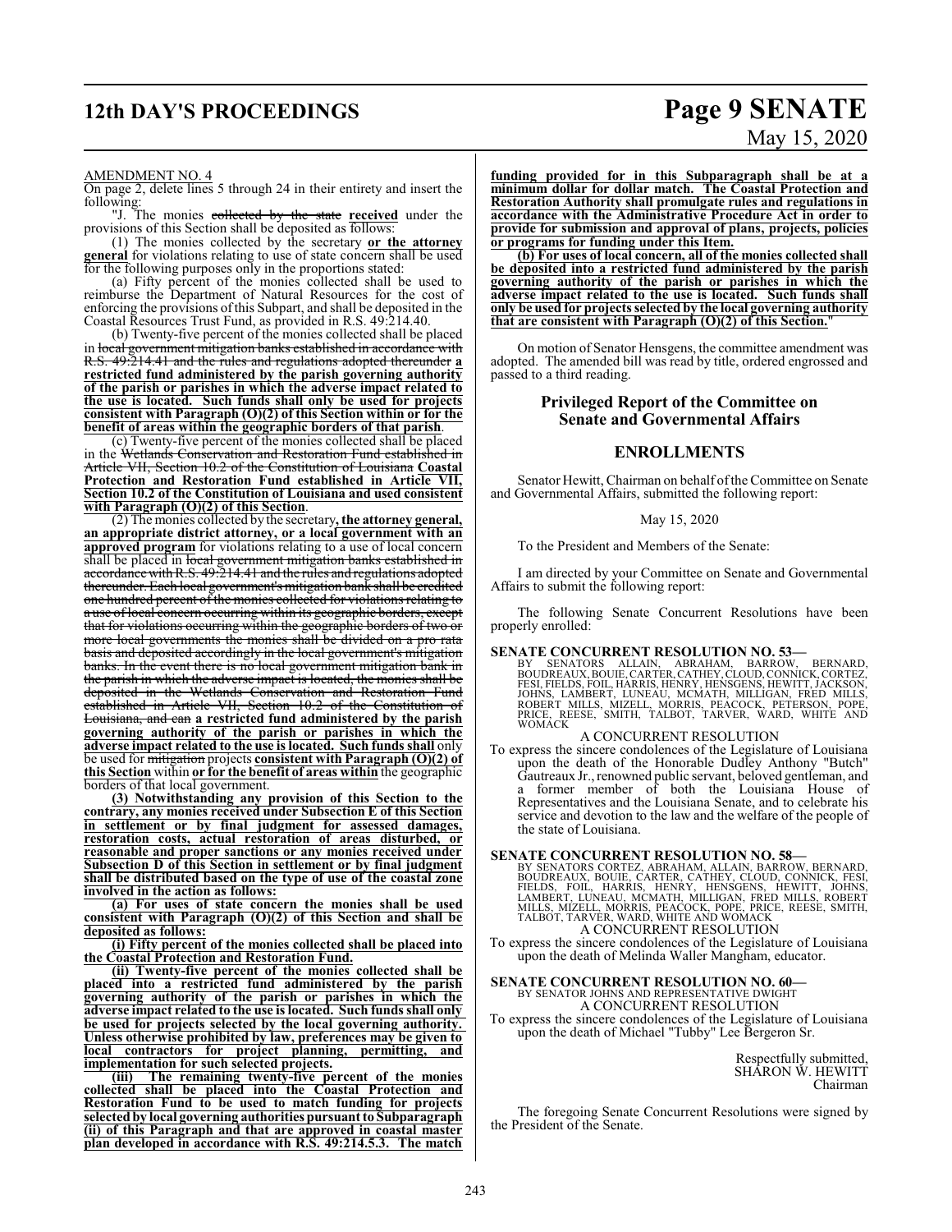AMENDMENT NO. 4

On page 2, delete lines 5 through 24 in their entirety and insert the following:

"J. The monies ~~collected by the state~~ **received** under the provisions of this Section shall be deposited as follows:

(1) The monies collected by the secretary **or the attorney general** for violations relating to use of state concern shall be used for the following purposes only in the proportions stated:

(a) Fifty percent of the monies collected shall be used to reimburse the Department of Natural Resources for the cost of enforcing the provisions of this Subpart, and shall be deposited in the Coastal Resources Trust Fund, as provided in R.S. 49:214.40.

(b) Twenty-five percent of the monies collected shall be placed in ~~local government mitigation banks established in accordance with R.S. 49:214.41 and the rules and regulations adopted thereunder~~ **a restricted fund administered by the parish governing authority of the parish or parishes in which the adverse impact related to the use is located. Such funds shall only be used for projects consistent with Paragraph (O)(2) of this Section within or for the benefit of areas within the geographic borders of that parish**.

(c) Twenty-five percent of the monies collected shall be placed in the ~~Wetlands Conservation and Restoration Fund established in Article VII, Section 10.2 of the Constitution of Louisiana~~ **Coastal Protection and Restoration Fund established in Article VII, Section 10.2 of the Constitution of Louisiana and used consistent with Paragraph (O)(2) of this Section**.

(2) The monies collected by the secretary**, the attorney general, an appropriate district attorney, or a local government with an approved program** for violations relating to a use of local concern shall be placed in ~~local government mitigation banks established in accordance with R.S. 49:214.41 and the rules and regulations adopted thereunder. Each local government's mitigation bank shall be credited one hundred percent of the monies collected for violations relating to a use of local concern occurring within its geographic borders, except that for violations occurring within the geographic borders of two or more local governments the monies shall be divided on a pro rata basis and deposited accordingly in the local government's mitigation banks. In the event there is no local government mitigation bank in the parish in which the adverse impact is located, the monies shall be deposited in the Wetlands Conservation and Restoration Fund established in Article VII, Section 10.2 of the Constitution of Louisiana, and can~~ **a restricted fund administered by the parish governing authority of the parish or parishes in which the adverse impact related to the use is located. Such funds shall** only be used for ~~mitigation~~ projects **consistent with Paragraph (O)(2) of this Section** within **or for the benefit of areas within** the geographic borders of that local government.

**(3) Notwithstanding any provision of this Section to the contrary, any monies received under Subsection E of this Section in settlement or by final judgment for assessed damages, restoration costs, actual restoration of areas disturbed, or reasonable and proper sanctions or any monies received under Subsection D of this Section in settlement or by final judgment shall be distributed based on the type of use of the coastal zone involved in the action as follows:**

**(a) For uses of state concern the monies shall be used consistent with Paragraph (O)(2) of this Section and shall be deposited as follows:**

**(i) Fifty percent of the monies collected shall be placed into the Coastal Protection and Restoration Fund.**

**(ii) Twenty-five percent of the monies collected shall be placed into a restricted fund administered by the parish governing authority of the parish or parishes in which the adverse impact related to the use is located. Such funds shall only be used for projects selected by the local governing authority. Unless otherwise prohibited by law, preferences may be given to local contractors for project planning, permitting, and implementation for such selected projects.**

**(iii) The remaining twenty-five percent of the monies collected shall be placed into the Coastal Protection and Restoration Fund to be used to match funding for projects selected by local governing authorities pursuant to Subparagraph (ii) of this Paragraph and that are approved in coastal master plan developed in accordance with R.S. 49:214.5.3. The match funding provided for in this Subparagraph shall be at a minimum dollar for dollar match. The Coastal Protection and Restoration Authority shall promulgate rules and regulations in accordance with the Administrative Procedure Act in order to provide for submission and approval of plans, projects, policies or programs for funding under this Item.**

**(b) For uses of local concern, all of the monies collected shall be deposited into a restricted fund administered by the parish governing authority of the parish or parishes in which the adverse impact related to the use is located. Such funds shall only be used for projects selected by the local governing authority that are consistent with Paragraph (O)(2) of this Section.**"

On motion of Senator Hensgens, the committee amendment was adopted. The amended bill was read by title, ordered engrossed and passed to a third reading.

## Privileged Report of the Committee on Senate and Governmental Affairs

## ENROLLMENTS

Senator Hewitt, Chairman on behalf of the Committee on Senate and Governmental Affairs, submitted the following report:

May 15, 2020

To the President and Members of the Senate:

I am directed by your Committee on Senate and Governmental Affairs to submit the following report:

The following Senate Concurrent Resolutions have been properly enrolled:

**SENATE CONCURRENT RESOLUTION NO. 53—**
BY SENATORS ALLAIN, ABRAHAM, BARROW, BERNARD, BOUDREAUX, BOUIE, CARTER, CATHEY, CLOUD, CONNICK, CORTEZ, FESI, FIELDS, FOIL, HARRIS, HENRY, HENSGENS, HEWITT, JACKSON, JOHNS, LAMBERT, LUNEAU, MCMATH, MILLIGAN, FRED MILLS, ROBERT MILLS, MIZELL, MORRIS, PEACOCK, PETERSON, POPE, PRICE, REESE, SMITH, TALBOT, TARVER, WARD, WHITE AND WOMACK

A CONCURRENT RESOLUTION

To express the sincere condolences of the Legislature of Louisiana upon the death of the Honorable Dudley Anthony "Butch" Gautreaux Jr., renowned public servant, beloved gentleman, and a former member of both the Louisiana House of Representatives and the Louisiana Senate, and to celebrate his service and devotion to the law and the welfare of the people of the state of Louisiana.

**SENATE CONCURRENT RESOLUTION NO. 58—**
BY SENATORS CORTEZ, ABRAHAM, ALLAIN, BARROW, BERNARD, BOUDREAUX, BOUIE, CARTER, CATHEY, CLOUD, CONNICK, FESI, FIELDS, FOIL, HARRIS, HENRY, HENSGENS, HEWITT, JOHNS, LAMBERT, LUNEAU, MCMATH, MILLIGAN, FRED MILLS, ROBERT MILLS, MIZELL, MORRIS, PEACOCK, POPE, PRICE, REESE, SMITH, TALBOT, TARVER, WARD, WHITE AND WOMACK

A CONCURRENT RESOLUTION

To express the sincere condolences of the Legislature of Louisiana upon the death of Melinda Waller Mangham, educator.

**SENATE CONCURRENT RESOLUTION NO. 60—**
BY SENATOR JOHNS AND REPRESENTATIVE DWIGHT

A CONCURRENT RESOLUTION

To express the sincere condolences of the Legislature of Louisiana upon the death of Michael "Tubby" Lee Bergeron Sr.

Respectfully submitted,
SHARON W. HEWITT
Chairman

The foregoing Senate Concurrent Resolutions were signed by the President of the Senate.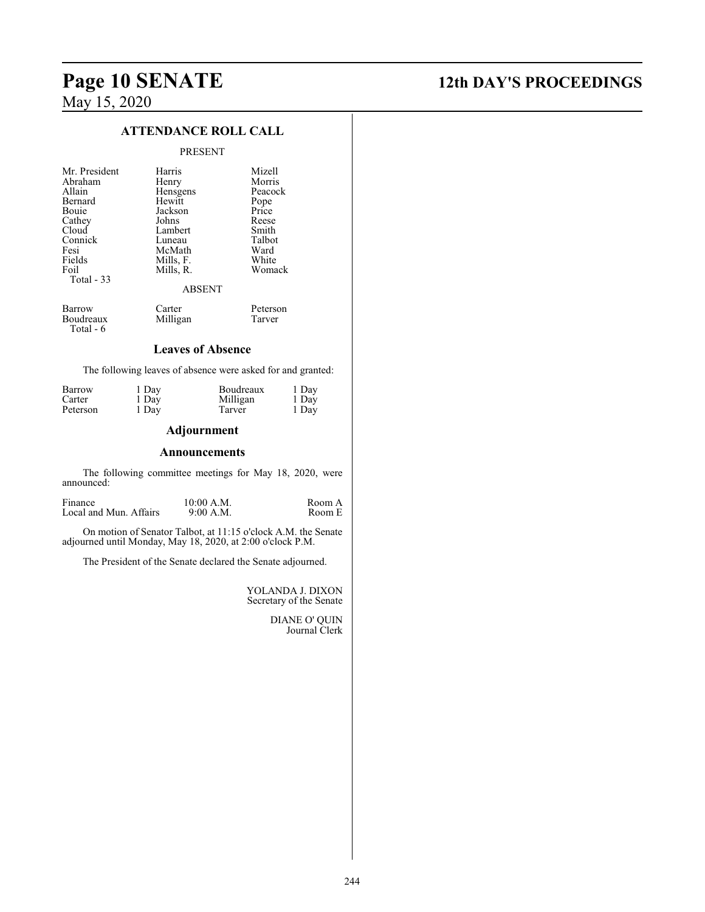## ATTENDANCE ROLL CALL

PRESENT

| | | |
|---|---|---|
| Mr. President | Harris | Mizell |
| Abraham | Henry | Morris |
| Allain | Hensgens | Peacock |
| Bernard | Hewitt | Pope |
| Bouie | Jackson | Price |
| Cathey | Johns | Reese |
| Cloud | Lambert | Smith |
| Connick | Luneau | Talbot |
| Fesi | McMath | Ward |
| Fields | Mills, F. | White |
| Foil | Mills, R. | Womack |

Total - 33

ABSENT

| | | |
|---|---|---|
| Barrow | Carter | Peterson |
| Boudreaux | Milligan | Tarver |

Total - 6

### Leaves of Absence

The following leaves of absence were asked for and granted:

| | | | |
|---|---|---|---|
| Barrow | 1 Day | Boudreaux | 1 Day |
| Carter | 1 Day | Milligan | 1 Day |
| Peterson | 1 Day | Tarver | 1 Day |

### Adjournment

### Announcements

The following committee meetings for May 18, 2020, were announced:

| | | |
|---|---|---|
| Finance | 10:00 A.M. | Room A |
| Local and Mun. Affairs | 9:00 A.M. | Room E |

On motion of Senator Talbot, at 11:15 o'clock A.M. the Senate adjourned until Monday, May 18, 2020, at 2:00 o'clock P.M.

The President of the Senate declared the Senate adjourned.

YOLANDA J. DIXON
Secretary of the Senate

DIANE O' QUIN
Journal Clerk